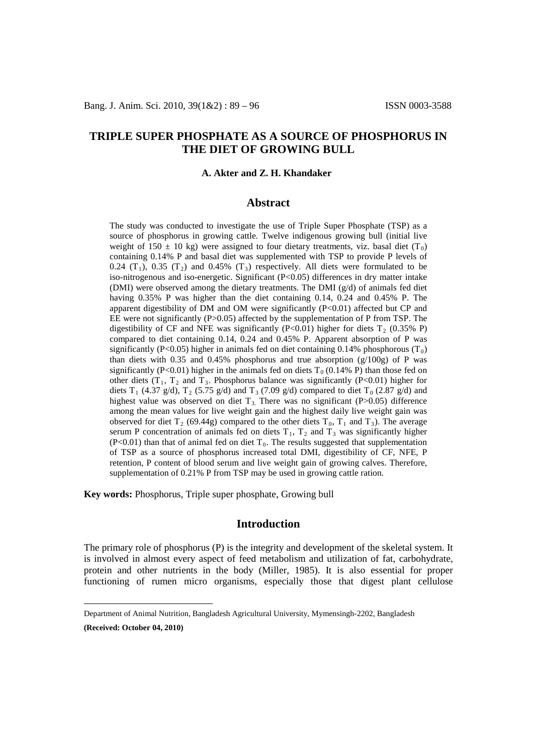# TRIPLE SUPER PHOSPHATE AS A SOURCE OF PHOSPHORUS IN THE DIET OF GROWING BULL

**A. Akter and Z. H. Khandaker**

## Abstract

The study was conducted to investigate the use of Triple Super Phosphate (TSP) as a source of phosphorus in growing cattle. Twelve indigenous growing bull (initial live weight of $150 \pm 10$ kg) were assigned to four dietary treatments, viz. basal diet ($T_0$) containing 0.14% P and basal diet was supplemented with TSP to provide P levels of 0.24 ($T_1$), 0.35 ($T_2$) and 0.45% ($T_3$) respectively. All diets were formulated to be iso-nitrogenous and iso-energetic. Significant ($P<0.05$) differences in dry matter intake (DMI) were observed among the dietary treatments. The DMI (g/d) of animals fed diet having 0.35% P was higher than the diet containing 0.14, 0.24 and 0.45% P. The apparent digestibility of DM and OM were significantly ($P<0.01$) affected but CP and EE were not significantly ($P>0.05$) affected by the supplementation of P from TSP. The digestibility of CF and NFE was significantly ($P<0.01$) higher for diets $T_2$ (0.35% P) compared to diet containing 0.14, 0.24 and 0.45% P. Apparent absorption of P was significantly ($P<0.05$) higher in animals fed on diet containing 0.14% phosphorous ($T_0$) than diets with 0.35 and 0.45% phosphorus and true absorption (g/100g) of P was significantly ($P<0.01$) higher in the animals fed on diets $T_0$ (0.14% P) than those fed on other diets ($T_1$, $T_2$ and $T_3$. Phosphorus balance was significantly ($P<0.01$) higher for diets $T_1$ (4.37 g/d), $T_2$ (5.75 g/d) and $T_3$ (7.09 g/d) compared to diet $T_0$ (2.87 g/d) and highest value was observed on diet $T_3$. There was no significant ($P>0.05$) difference among the mean values for live weight gain and the highest daily live weight gain was observed for diet $T_2$ (69.44g) compared to the other diets $T_0$, $T_1$ and $T_3$). The average serum P concentration of animals fed on diets $T_1$, $T_2$ and $T_3$ was significantly higher ($P<0.01$) than that of animal fed on diet $T_0$. The results suggested that supplementation of TSP as a source of phosphorus increased total DMI, digestibility of CF, NFE, P retention, P content of blood serum and live weight gain of growing calves. Therefore, supplementation of 0.21% P from TSP may be used in growing cattle ration.

**Key words:** Phosphorus, Triple super phosphate, Growing bull

## Introduction

The primary role of phosphorus (P) is the integrity and development of the skeletal system. It is involved in almost every aspect of feed metabolism and utilization of fat, carbohydrate, protein and other nutrients in the body (Miller, 1985). It is also essential for proper functioning of rumen micro organisms, especially those that digest plant cellulose

---

Department of Animal Nutrition, Bangladesh Agricultural University, Mymensingh-2202, Bangladesh

**(Received: October 04, 2010)**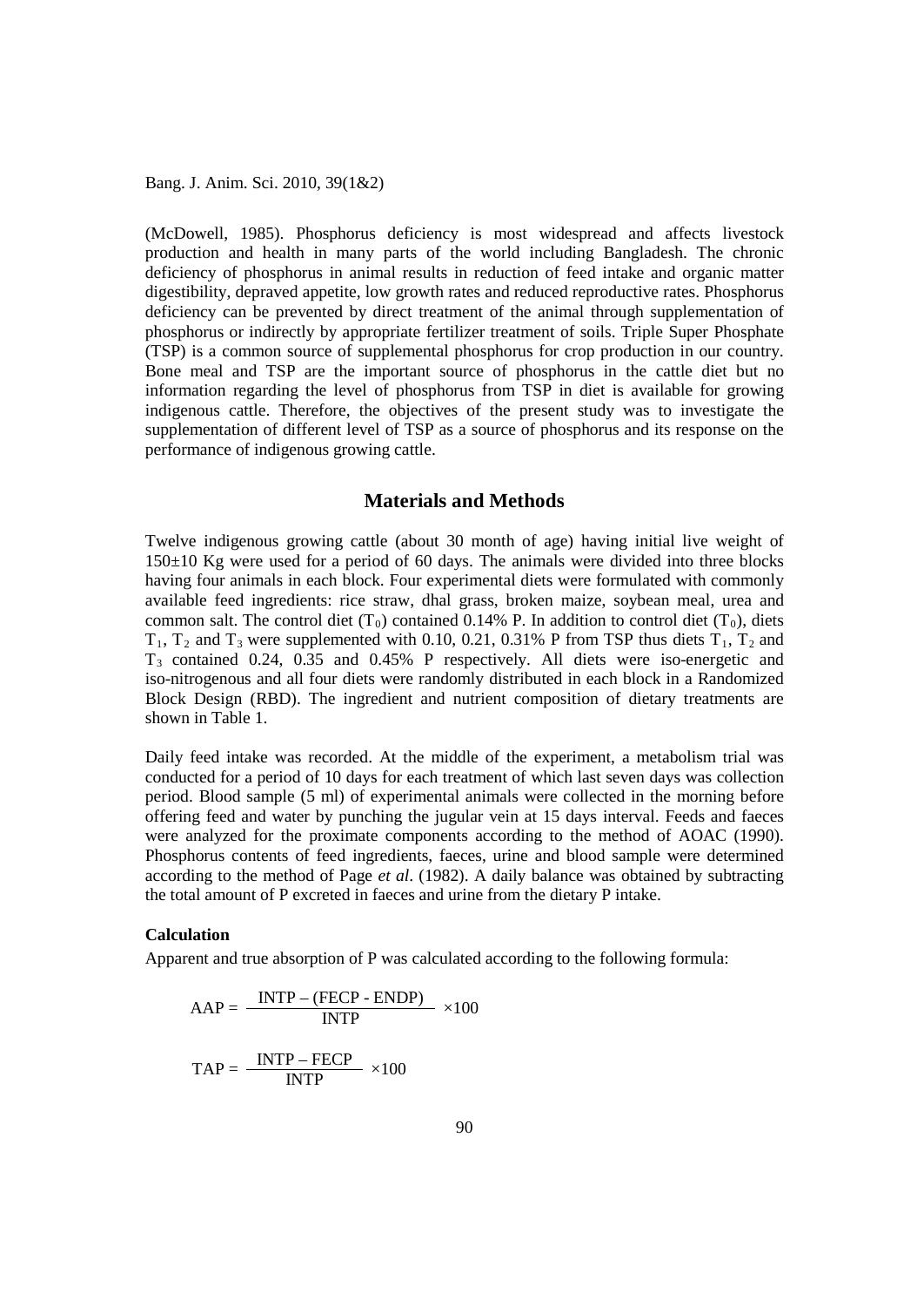(McDowell, 1985). Phosphorus deficiency is most widespread and affects livestock production and health in many parts of the world including Bangladesh. The chronic deficiency of phosphorus in animal results in reduction of feed intake and organic matter digestibility, depraved appetite, low growth rates and reduced reproductive rates. Phosphorus deficiency can be prevented by direct treatment of the animal through supplementation of phosphorus or indirectly by appropriate fertilizer treatment of soils. Triple Super Phosphate (TSP) is a common source of supplemental phosphorus for crop production in our country. Bone meal and TSP are the important source of phosphorus in the cattle diet but no information regarding the level of phosphorus from TSP in diet is available for growing indigenous cattle. Therefore, the objectives of the present study was to investigate the supplementation of different level of TSP as a source of phosphorus and its response on the performance of indigenous growing cattle.

## Materials and Methods

Twelve indigenous growing cattle (about 30 month of age) having initial live weight of 150±10 Kg were used for a period of 60 days. The animals were divided into three blocks having four animals in each block. Four experimental diets were formulated with commonly available feed ingredients: rice straw, dhal grass, broken maize, soybean meal, urea and common salt. The control diet ($T_0$) contained 0.14% P. In addition to control diet ($T_0$), diets $T_1$, $T_2$ and $T_3$ were supplemented with 0.10, 0.21, 0.31% P from TSP thus diets $T_1$, $T_2$ and $T_3$ contained 0.24, 0.35 and 0.45% P respectively. All diets were iso-energetic and iso-nitrogenous and all four diets were randomly distributed in each block in a Randomized Block Design (RBD). The ingredient and nutrient composition of dietary treatments are shown in Table 1.

Daily feed intake was recorded. At the middle of the experiment, a metabolism trial was conducted for a period of 10 days for each treatment of which last seven days was collection period. Blood sample (5 ml) of experimental animals were collected in the morning before offering feed and water by punching the jugular vein at 15 days interval. Feeds and faeces were analyzed for the proximate components according to the method of AOAC (1990). Phosphorus contents of feed ingredients, faeces, urine and blood sample were determined according to the method of Page *et al*. (1982). A daily balance was obtained by subtracting the total amount of P excreted in faeces and urine from the dietary P intake.

### Calculation

Apparent and true absorption of P was calculated according to the following formula:

$$\text{AAP} = \frac{\text{INTP} - (\text{FECP} - \text{ENDP})}{\text{INTP}} \times 100$$

$$\text{TAP} = \frac{\text{INTP} - \text{FECP}}{\text{INTP}} \times 100$$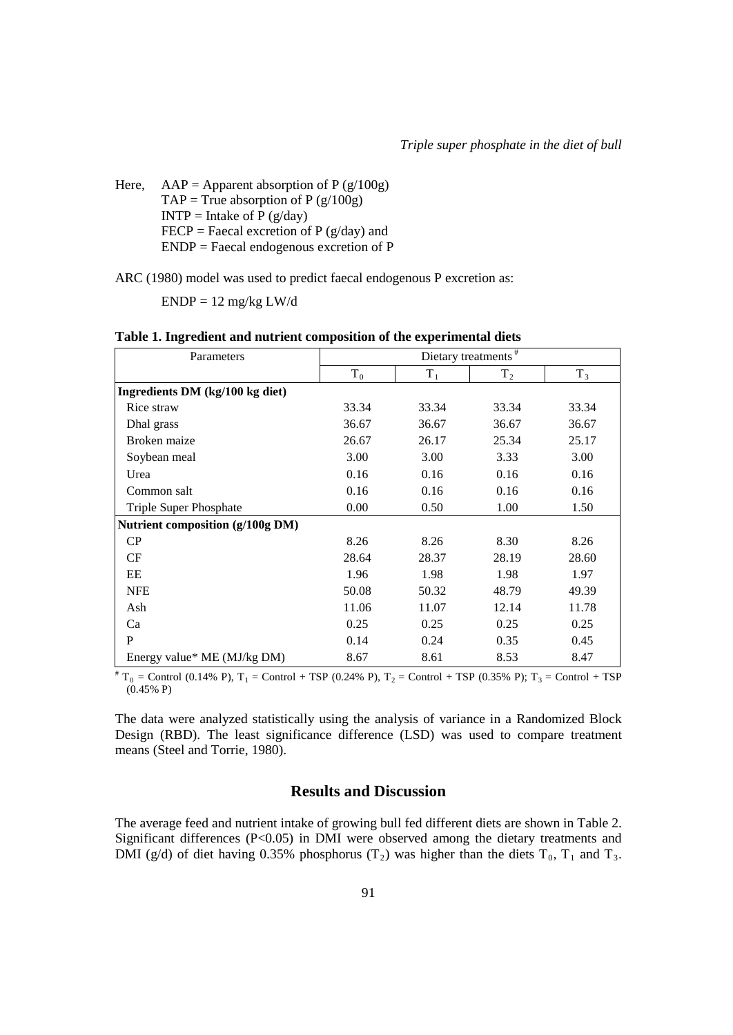Here, AAP = Apparent absorption of P (g/100g)
TAP = True absorption of P (g/100g)
INTP = Intake of P (g/day)
FECP = Faecal excretion of P (g/day) and
ENDP = Faecal endogenous excretion of P

ARC (1980) model was used to predict faecal endogenous P excretion as:

ENDP = 12 mg/kg LW/d

**Table 1. Ingredient and nutrient composition of the experimental diets**

| Parameters | Dietary treatments [#] | | | |
|---|---|---|---|---|
| | $T_0$ | $T_1$ | $T_2$ | $T_3$ |
| **Ingredients DM (kg/100 kg diet)** | | | | |
| Rice straw | 33.34 | 33.34 | 33.34 | 33.34 |
| Dhal grass | 36.67 | 36.67 | 36.67 | 36.67 |
| Broken maize | 26.67 | 26.17 | 25.34 | 25.17 |
| Soybean meal | 3.00 | 3.00 | 3.33 | 3.00 |
| Urea | 0.16 | 0.16 | 0.16 | 0.16 |
| Common salt | 0.16 | 0.16 | 0.16 | 0.16 |
| Triple Super Phosphate | 0.00 | 0.50 | 1.00 | 1.50 |
| **Nutrient composition (g/100g DM)** | | | | |
| CP | 8.26 | 8.26 | 8.30 | 8.26 |
| CF | 28.64 | 28.37 | 28.19 | 28.60 |
| EE | 1.96 | 1.98 | 1.98 | 1.97 |
| NFE | 50.08 | 50.32 | 48.79 | 49.39 |
| Ash | 11.06 | 11.07 | 12.14 | 11.78 |
| Ca | 0.25 | 0.25 | 0.25 | 0.25 |
| P | 0.14 | 0.24 | 0.35 | 0.45 |
| Energy value* ME (MJ/kg DM) | 8.67 | 8.61 | 8.53 | 8.47 |

[#] $T_0$ = Control (0.14% P), $T_1$ = Control + TSP (0.24% P), $T_2$ = Control + TSP (0.35% P); $T_3$ = Control + TSP (0.45% P)

The data were analyzed statistically using the analysis of variance in a Randomized Block Design (RBD). The least significance difference (LSD) was used to compare treatment means (Steel and Torrie, 1980).

## Results and Discussion

The average feed and nutrient intake of growing bull fed different diets are shown in Table 2. Significant differences ($P<0.05$) in DMI were observed among the dietary treatments and DMI (g/d) of diet having 0.35% phosphorus ($T_2$) was higher than the diets $T_0$, $T_1$ and $T_3$.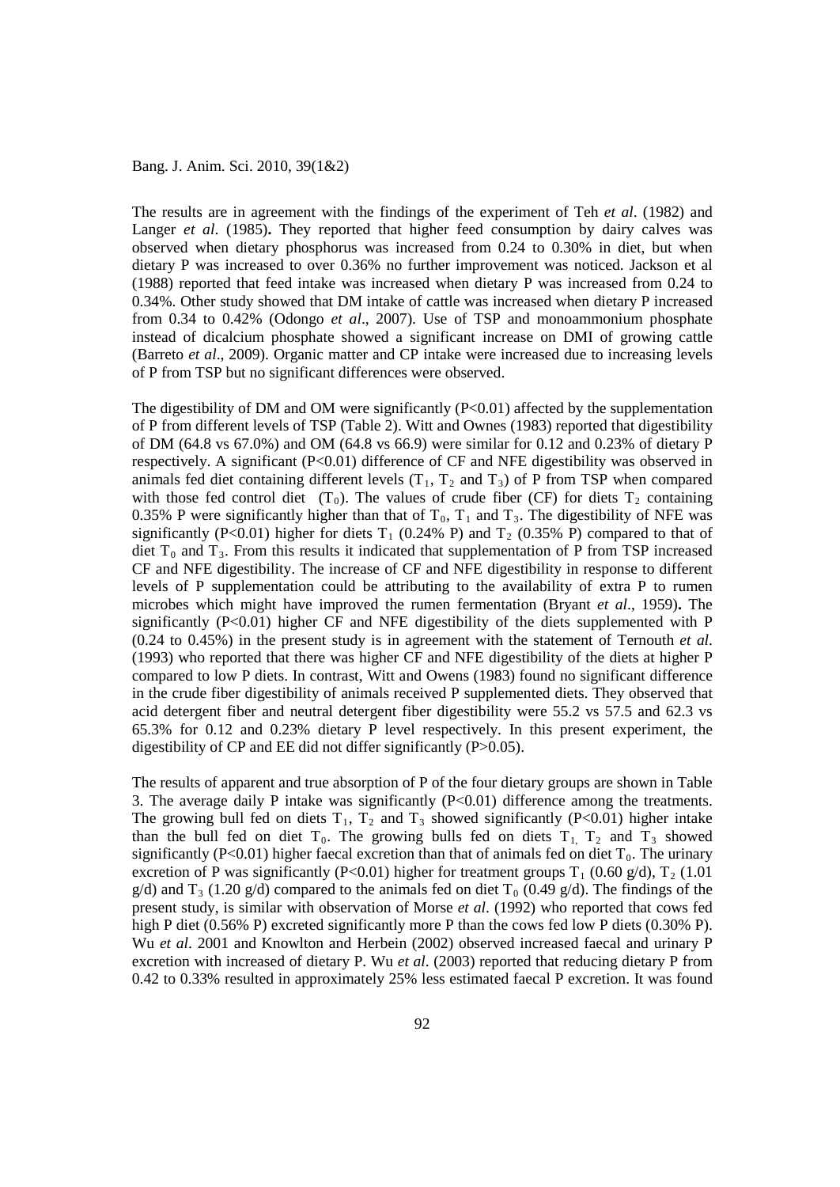The results are in agreement with the findings of the experiment of Teh *et al*. (1982) and Langer *et al*. (1985)**.** They reported that higher feed consumption by dairy calves was observed when dietary phosphorus was increased from 0.24 to 0.30% in diet, but when dietary P was increased to over 0.36% no further improvement was noticed. Jackson et al (1988) reported that feed intake was increased when dietary P was increased from 0.24 to 0.34%. Other study showed that DM intake of cattle was increased when dietary P increased from 0.34 to 0.42% (Odongo *et al*., 2007). Use of TSP and monoammonium phosphate instead of dicalcium phosphate showed a significant increase on DMI of growing cattle (Barreto *et al*., 2009). Organic matter and CP intake were increased due to increasing levels of P from TSP but no significant differences were observed.

The digestibility of DM and OM were significantly ($P<0.01$) affected by the supplementation of P from different levels of TSP (Table 2). Witt and Ownes (1983) reported that digestibility of DM (64.8 vs 67.0%) and OM (64.8 vs 66.9) were similar for 0.12 and 0.23% of dietary P respectively. A significant ($P<0.01$) difference of CF and NFE digestibility was observed in animals fed diet containing different levels ($T_1$, $T_2$ and $T_3$) of P from TSP when compared with those fed control diet ($T_0$). The values of crude fiber (CF) for diets $T_2$ containing 0.35% P were significantly higher than that of $T_0$, $T_1$ and $T_3$. The digestibility of NFE was significantly ($P<0.01$) higher for diets $T_1$ (0.24% P) and $T_2$ (0.35% P) compared to that of diet $T_0$ and $T_3$. From this results it indicated that supplementation of P from TSP increased CF and NFE digestibility. The increase of CF and NFE digestibility in response to different levels of P supplementation could be attributing to the availability of extra P to rumen microbes which might have improved the rumen fermentation (Bryant *et al*., 1959)**.** The significantly ($P<0.01$) higher CF and NFE digestibility of the diets supplemented with P (0.24 to 0.45%) in the present study is in agreement with the statement of Ternouth *et al*. (1993) who reported that there was higher CF and NFE digestibility of the diets at higher P compared to low P diets. In contrast, Witt and Owens (1983) found no significant difference in the crude fiber digestibility of animals received P supplemented diets. They observed that acid detergent fiber and neutral detergent fiber digestibility were 55.2 vs 57.5 and 62.3 vs 65.3% for 0.12 and 0.23% dietary P level respectively. In this present experiment, the digestibility of CP and EE did not differ significantly ($P>0.05$).

The results of apparent and true absorption of P of the four dietary groups are shown in Table 3. The average daily P intake was significantly ($P<0.01$) difference among the treatments. The growing bull fed on diets $T_1$, $T_2$ and $T_3$ showed significantly ($P<0.01$) higher intake than the bull fed on diet $T_0$. The growing bulls fed on diets $T_1$, $T_2$ and $T_3$ showed significantly ($P<0.01$) higher faecal excretion than that of animals fed on diet $T_0$. The urinary excretion of P was significantly ($P<0.01$) higher for treatment groups $T_1$ (0.60 g/d), $T_2$ (1.01 g/d) and $T_3$ (1.20 g/d) compared to the animals fed on diet $T_0$ (0.49 g/d). The findings of the present study, is similar with observation of Morse *et al*. (1992) who reported that cows fed high P diet (0.56% P) excreted significantly more P than the cows fed low P diets (0.30% P). Wu *et al*. 2001 and Knowlton and Herbein (2002) observed increased faecal and urinary P excretion with increased of dietary P. Wu *et al*. (2003) reported that reducing dietary P from 0.42 to 0.33% resulted in approximately 25% less estimated faecal P excretion. It was found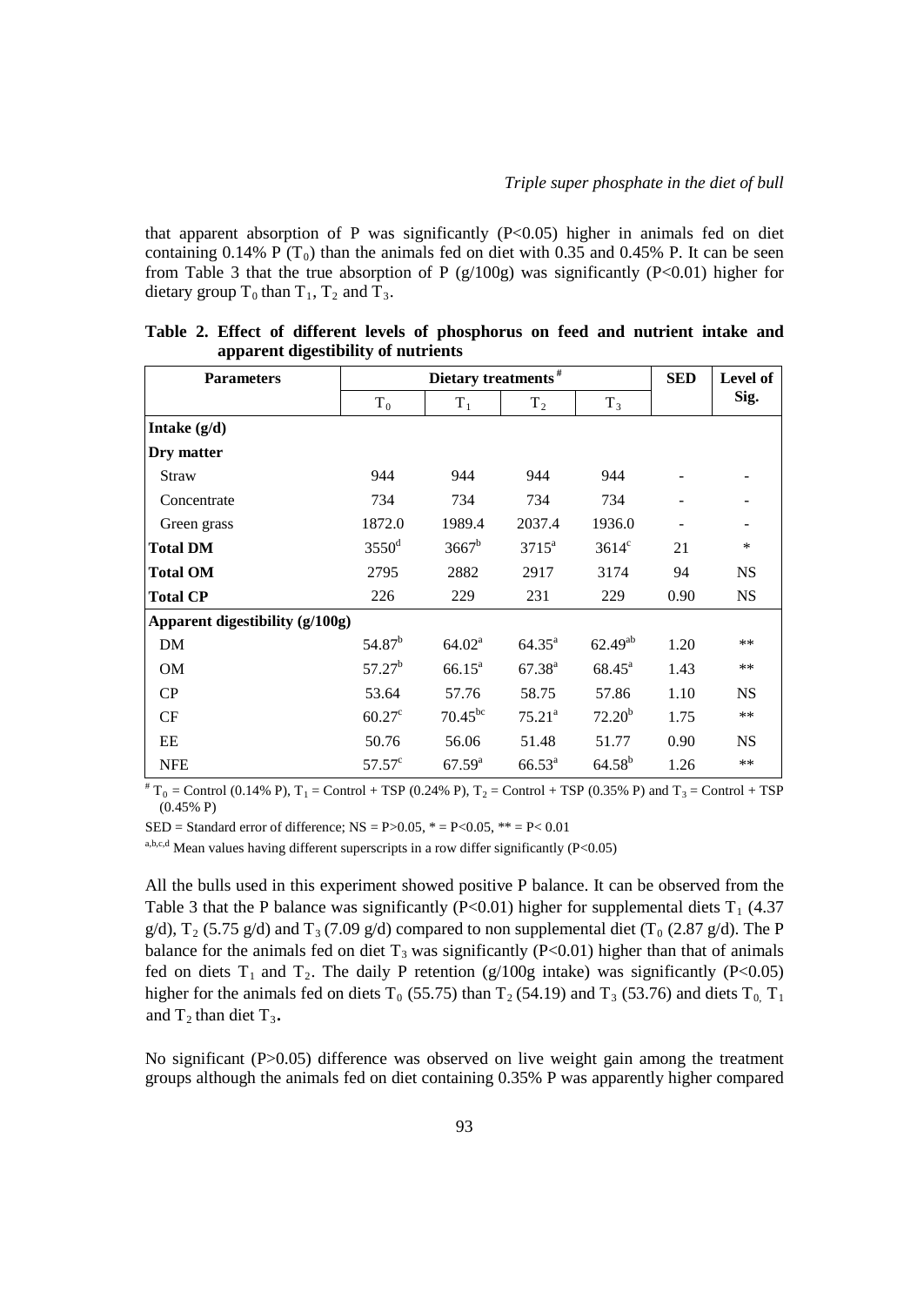that apparent absorption of P was significantly ($P<0.05$) higher in animals fed on diet containing 0.14% P ($T_0$) than the animals fed on diet with 0.35 and 0.45% P. It can be seen from Table 3 that the true absorption of P (g/100g) was significantly ($P<0.01$) higher for dietary group $T_0$ than $T_1$, $T_2$ and $T_3$.

**Table 2. Effect of different levels of phosphorus on feed and nutrient intake and apparent digestibility of nutrients**

| Parameters | Dietary treatments [#] | | | | SED | Level of Sig. |
|---|---|---|---|---|---|---|
| | $T_0$ | $T_1$ | $T_2$ | $T_3$ | | |
| **Intake (g/d)** | | | | | | |
| **Dry matter** | | | | | | |
| Straw | 944 | 944 | 944 | 944 | - | - |
| Concentrate | 734 | 734 | 734 | 734 | - | - |
| Green grass | 1872.0 | 1989.4 | 2037.4 | 1936.0 | - | - |
| **Total DM** | $3550^d$ | $3667^b$ | $3715^a$ | $3614^c$ | 21 | * |
| **Total OM** | 2795 | 2882 | 2917 | 3174 | 94 | NS |
| **Total CP** | 226 | 229 | 231 | 229 | 0.90 | NS |
| **Apparent digestibility (g/100g)** | | | | | | |
| DM | $54.87^b$ | $64.02^a$ | $64.35^a$ | $62.49^{ab}$ | 1.20 | ** |
| OM | $57.27^b$ | $66.15^a$ | $67.38^a$ | $68.45^a$ | 1.43 | ** |
| CP | 53.64 | 57.76 | 58.75 | 57.86 | 1.10 | NS |
| CF | $60.27^c$ | $70.45^{bc}$ | $75.21^a$ | $72.20^b$ | 1.75 | ** |
| EE | 50.76 | 56.06 | 51.48 | 51.77 | 0.90 | NS |
| NFE | $57.57^c$ | $67.59^a$ | $66.53^a$ | $64.58^b$ | 1.26 | ** |

[#] $T_0$ = Control (0.14% P), $T_1$ = Control + TSP (0.24% P), $T_2$ = Control + TSP (0.35% P) and $T_3$ = Control + TSP (0.45% P)

SED = Standard error of difference; NS = $P>0.05$, * = $P<0.05$, ** = $P<0.01$

[a,b,c,d] Mean values having different superscripts in a row differ significantly ($P<0.05$)

All the bulls used in this experiment showed positive P balance. It can be observed from the Table 3 that the P balance was significantly ($P<0.01$) higher for supplemental diets $T_1$ (4.37 g/d), $T_2$ (5.75 g/d) and $T_3$ (7.09 g/d) compared to non supplemental diet ($T_0$ (2.87 g/d). The P balance for the animals fed on diet $T_3$ was significantly ($P<0.01$) higher than that of animals fed on diets $T_1$ and $T_2$. The daily P retention (g/100g intake) was significantly ($P<0.05$) higher for the animals fed on diets $T_0$ (55.75) than $T_2$ (54.19) and $T_3$ (53.76) and diets $T_0$, $T_1$ and $T_2$ than diet $T_3$.

No significant ($P>0.05$) difference was observed on live weight gain among the treatment groups although the animals fed on diet containing 0.35% P was apparently higher compared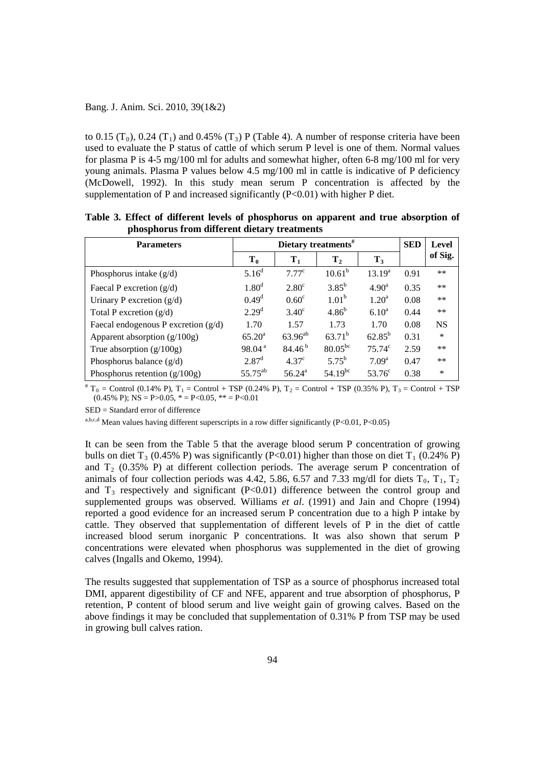to 0.15 ($T_0$), 0.24 ($T_1$) and 0.45% ($T_3$) P (Table 4). A number of response criteria have been used to evaluate the P status of cattle of which serum P level is one of them. Normal values for plasma P is 4-5 mg/100 ml for adults and somewhat higher, often 6-8 mg/100 ml for very young animals. Plasma P values below 4.5 mg/100 ml in cattle is indicative of P deficiency (McDowell, 1992). In this study mean serum P concentration is affected by the supplementation of P and increased significantly (P<0.01) with higher P diet.

**Table 3. Effect of different levels of phosphorus on apparent and true absorption of phosphorus from different dietary treatments**

| Parameters | Dietary treatments[#] | | | | SED | Level of Sig. |
|---|---|---|---|---|---|---|
| | $T_0$ | $T_1$ | $T_2$ | $T_3$ | | |
| Phosphorus intake (g/d) | $5.16^d$ | $7.77^c$ | $10.61^b$ | $13.19^a$ | 0.91 | ** |
| Faecal P excretion (g/d) | $1.80^d$ | $2.80^c$ | $3.85^b$ | $4.90^a$ | 0.35 | ** |
| Urinary P excretion (g/d) | $0.49^d$ | $0.60^c$ | $1.01^b$ | $1.20^a$ | 0.08 | ** |
| Total P excretion (g/d) | $2.29^d$ | $3.40^c$ | $4.86^b$ | $6.10^a$ | 0.44 | ** |
| Faecal endogenous P excretion (g/d) | 1.70 | 1.57 | 1.73 | 1.70 | 0.08 | NS |
| Apparent absorption (g/100g) | $65.20^a$ | $63.96^{ab}$ | $63.71^b$ | $62.85^b$ | 0.31 | * |
| True absorption (g/100g) | $98.04^a$ | $84.46^b$ | $80.05^{bc}$ | $75.74^c$ | 2.59 | ** |
| Phosphorus balance (g/d) | $2.87^d$ | $4.37^c$ | $5.75^b$ | $7.09^a$ | 0.47 | ** |
| Phosphorus retention (g/100g) | $55.75^{ab}$ | $56.24^a$ | $54.19^{bc}$ | $53.76^c$ | 0.38 | * |

[#] $T_0$ = Control (0.14% P), $T_1$ = Control + TSP (0.24% P), $T_2$ = Control + TSP (0.35% P), $T_3$ = Control + TSP (0.45% P); NS = P>0.05, * = P<0.05, ** = P<0.01

SED = Standard error of difference

[a,b,c,d] Mean values having different superscripts in a row differ significantly (P<0.01, P<0.05)

It can be seen from the Table 5 that the average blood serum P concentration of growing bulls on diet $T_3$ (0.45% P) was significantly (P<0.01) higher than those on diet $T_1$ (0.24% P) and $T_2$ (0.35% P) at different collection periods. The average serum P concentration of animals of four collection periods was 4.42, 5.86, 6.57 and 7.33 mg/dl for diets $T_0$, $T_1$, $T_2$ and $T_3$ respectively and significant (P<0.01) difference between the control group and supplemented groups was observed. Williams *et al*. (1991) and Jain and Chopre (1994) reported a good evidence for an increased serum P concentration due to a high P intake by cattle. They observed that supplementation of different levels of P in the diet of cattle increased blood serum inorganic P concentrations. It was also shown that serum P concentrations were elevated when phosphorus was supplemented in the diet of growing calves (Ingalls and Okemo, 1994).

The results suggested that supplementation of TSP as a source of phosphorus increased total DMI, apparent digestibility of CF and NFE, apparent and true absorption of phosphorus, P retention, P content of blood serum and live weight gain of growing calves. Based on the above findings it may be concluded that supplementation of 0.31% P from TSP may be used in growing bull calves ration.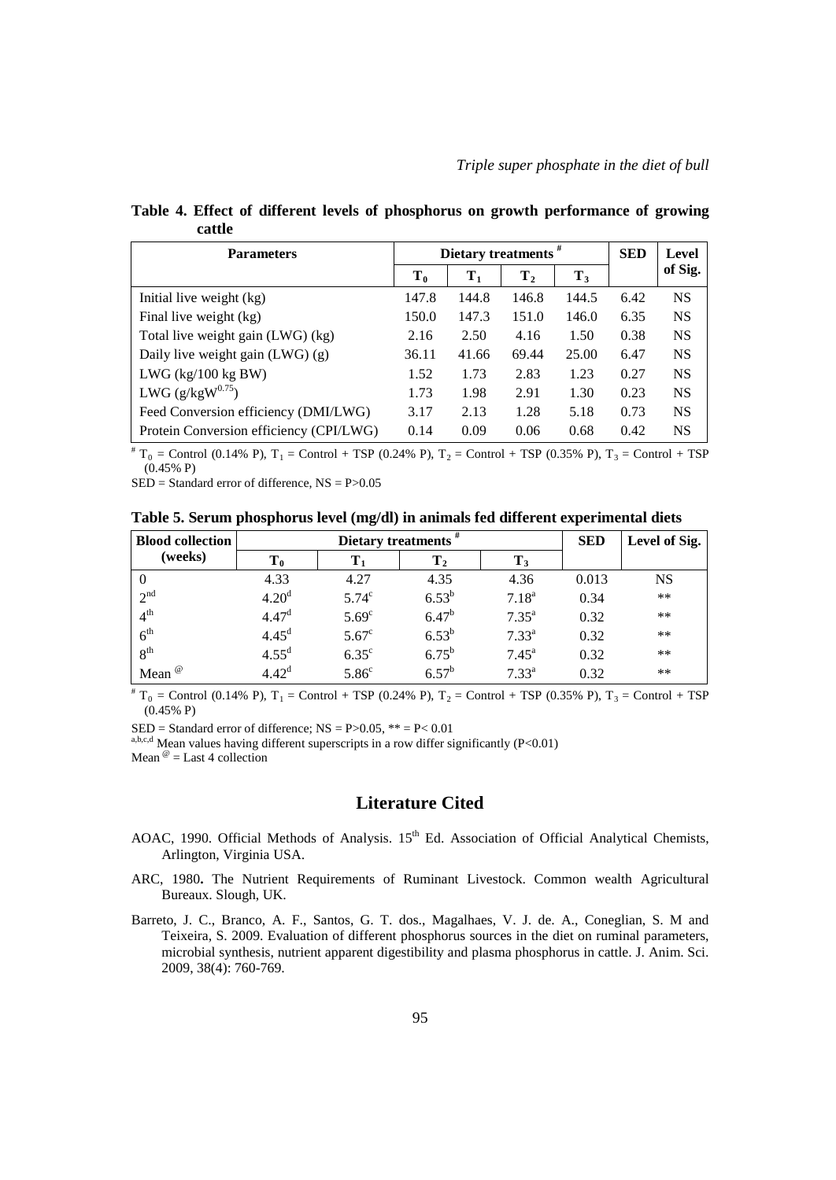**Table 4. Effect of different levels of phosphorus on growth performance of growing cattle**

| Parameters | Dietary treatments [#] | | | | SED | Level of Sig. |
|---|---|---|---|---|---|---|
| | $T_0$ | $T_1$ | $T_2$ | $T_3$ | | |
| Initial live weight (kg) | 147.8 | 144.8 | 146.8 | 144.5 | 6.42 | NS |
| Final live weight (kg) | 150.0 | 147.3 | 151.0 | 146.0 | 6.35 | NS |
| Total live weight gain (LWG) (kg) | 2.16 | 2.50 | 4.16 | 1.50 | 0.38 | NS |
| Daily live weight gain (LWG) (g) | 36.11 | 41.66 | 69.44 | 25.00 | 6.47 | NS |
| LWG (kg/100 kg BW) | 1.52 | 1.73 | 2.83 | 1.23 | 0.27 | NS |
| LWG ($g/kgW^{0.75}$) | 1.73 | 1.98 | 2.91 | 1.30 | 0.23 | NS |
| Feed Conversion efficiency (DMI/LWG) | 3.17 | 2.13 | 1.28 | 5.18 | 0.73 | NS |
| Protein Conversion efficiency (CPI/LWG) | 0.14 | 0.09 | 0.06 | 0.68 | 0.42 | NS |

[#] $T_0$ = Control (0.14% P), $T_1$ = Control + TSP (0.24% P), $T_2$ = Control + TSP (0.35% P), $T_3$ = Control + TSP (0.45% P)

SED = Standard error of difference, NS = P>0.05

**Table 5. Serum phosphorus level (mg/dl) in animals fed different experimental diets**

| Blood collection (weeks) | Dietary treatments [#] | | | | SED | Level of Sig. |
|---|---|---|---|---|---|---|
| | $T_0$ | $T_1$ | $T_2$ | $T_3$ | | |
| 0 | 4.33 | 4.27 | 4.35 | 4.36 | 0.013 | NS |
| 2nd | $4.20^d$ | $5.74^c$ | $6.53^b$ | $7.18^a$ | 0.34 | ** |
| 4th | $4.47^d$ | $5.69^c$ | $6.47^b$ | $7.35^a$ | 0.32 | ** |
| 6th | $4.45^d$ | $5.67^c$ | $6.53^b$ | $7.33^a$ | 0.32 | ** |
| 8th | $4.55^d$ | $6.35^c$ | $6.75^b$ | $7.45^a$ | 0.32 | ** |
| Mean [@] | $4.42^d$ | $5.86^c$ | $6.57^b$ | $7.33^a$ | 0.32 | ** |

[#] $T_0$ = Control (0.14% P), $T_1$ = Control + TSP (0.24% P), $T_2$ = Control + TSP (0.35% P), $T_3$ = Control + TSP (0.45% P)

SED = Standard error of difference; NS = P>0.05, ** = P< 0.01

[a,b,c,d] Mean values having different superscripts in a row differ significantly (P<0.01)

Mean [@] = Last 4 collection

## Literature Cited

AOAC, 1990. Official Methods of Analysis. 15th Ed. Association of Official Analytical Chemists, Arlington, Virginia USA.

ARC, 1980**.** The Nutrient Requirements of Ruminant Livestock. Common wealth Agricultural Bureaux. Slough, UK.

Barreto, J. C., Branco, A. F., Santos, G. T. dos., Magalhaes, V. J. de. A., Coneglian, S. M and Teixeira, S. 2009. Evaluation of different phosphorus sources in the diet on ruminal parameters, microbial synthesis, nutrient apparent digestibility and plasma phosphorus in cattle. J. Anim. Sci. 2009, 38(4): 760-769.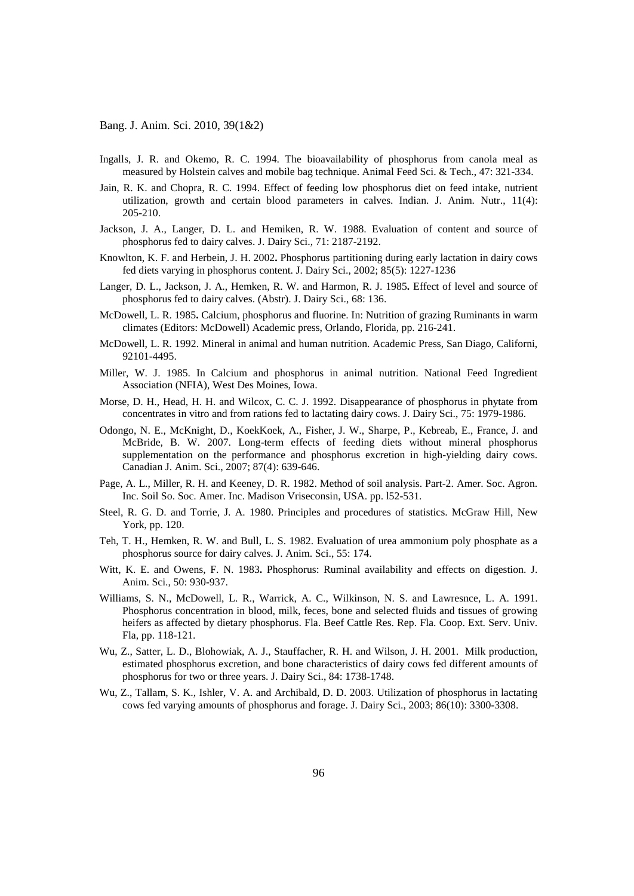Ingalls, J. R. and Okemo, R. C. 1994. The bioavailability of phosphorus from canola meal as measured by Holstein calves and mobile bag technique. Animal Feed Sci. & Tech., 47: 321-334.

Jain, R. K. and Chopra, R. C. 1994. Effect of feeding low phosphorus diet on feed intake, nutrient utilization, growth and certain blood parameters in calves. Indian. J. Anim. Nutr., 11(4): 205-210.

Jackson, J. A., Langer, D. L. and Hemiken, R. W. 1988. Evaluation of content and source of phosphorus fed to dairy calves. J. Dairy Sci., 71: 2187-2192.

Knowlton, K. F. and Herbein, J. H. 2002**.** Phosphorus partitioning during early lactation in dairy cows fed diets varying in phosphorus content. J. Dairy Sci., 2002; 85(5): 1227-1236

Langer, D. L., Jackson, J. A., Hemken, R. W. and Harmon, R. J. 1985**.** Effect of level and source of phosphorus fed to dairy calves. (Abstr). J. Dairy Sci., 68: 136.

McDowell, L. R. 1985**.** Calcium, phosphorus and fluorine. In: Nutrition of grazing Ruminants in warm climates (Editors: McDowell) Academic press, Orlando, Florida, pp. 216-241.

McDowell, L. R. 1992. Mineral in animal and human nutrition. Academic Press, San Diago, Californi, 92101-4495.

Miller, W. J. 1985. In Calcium and phosphorus in animal nutrition. National Feed Ingredient Association (NFIA), West Des Moines, Iowa.

Morse, D. H., Head, H. H. and Wilcox, C. C. J. 1992. Disappearance of phosphorus in phytate from concentrates in vitro and from rations fed to lactating dairy cows. J. Dairy Sci., 75: 1979-1986.

Odongo, N. E., McKnight, D., KoekKoek, A., Fisher, J. W., Sharpe, P., Kebreab, E., France, J. and McBride, B. W. 2007. Long-term effects of feeding diets without mineral phosphorus supplementation on the performance and phosphorus excretion in high-yielding dairy cows. Canadian J. Anim. Sci., 2007; 87(4): 639-646.

Page, A. L., Miller, R. H. and Keeney, D. R. 1982. Method of soil analysis. Part-2. Amer. Soc. Agron. Inc. Soil So. Soc. Amer. Inc. Madison Vriseconsin, USA. pp. l52-531.

Steel, R. G. D. and Torrie, J. A. 1980. Principles and procedures of statistics. McGraw Hill, New York, pp. 120.

Teh, T. H., Hemken, R. W. and Bull, L. S. 1982. Evaluation of urea ammonium poly phosphate as a phosphorus source for dairy calves. J. Anim. Sci., 55: 174.

Witt, K. E. and Owens, F. N. 1983**.** Phosphorus: Ruminal availability and effects on digestion. J. Anim. Sci., 50: 930-937.

Williams, S. N., McDowell, L. R., Warrick, A. C., Wilkinson, N. S. and Lawresnce, L. A. 1991. Phosphorus concentration in blood, milk, feces, bone and selected fluids and tissues of growing heifers as affected by dietary phosphorus. Fla. Beef Cattle Res. Rep. Fla. Coop. Ext. Serv. Univ. Fla, pp. 118-121.

Wu, Z., Satter, L. D., Blohowiak, A. J., Stauffacher, R. H. and Wilson, J. H. 2001. Milk production, estimated phosphorus excretion, and bone characteristics of dairy cows fed different amounts of phosphorus for two or three years. J. Dairy Sci., 84: 1738-1748.

Wu, Z., Tallam, S. K., Ishler, V. A. and Archibald, D. D. 2003. Utilization of phosphorus in lactating cows fed varying amounts of phosphorus and forage. J. Dairy Sci., 2003; 86(10): 3300-3308.